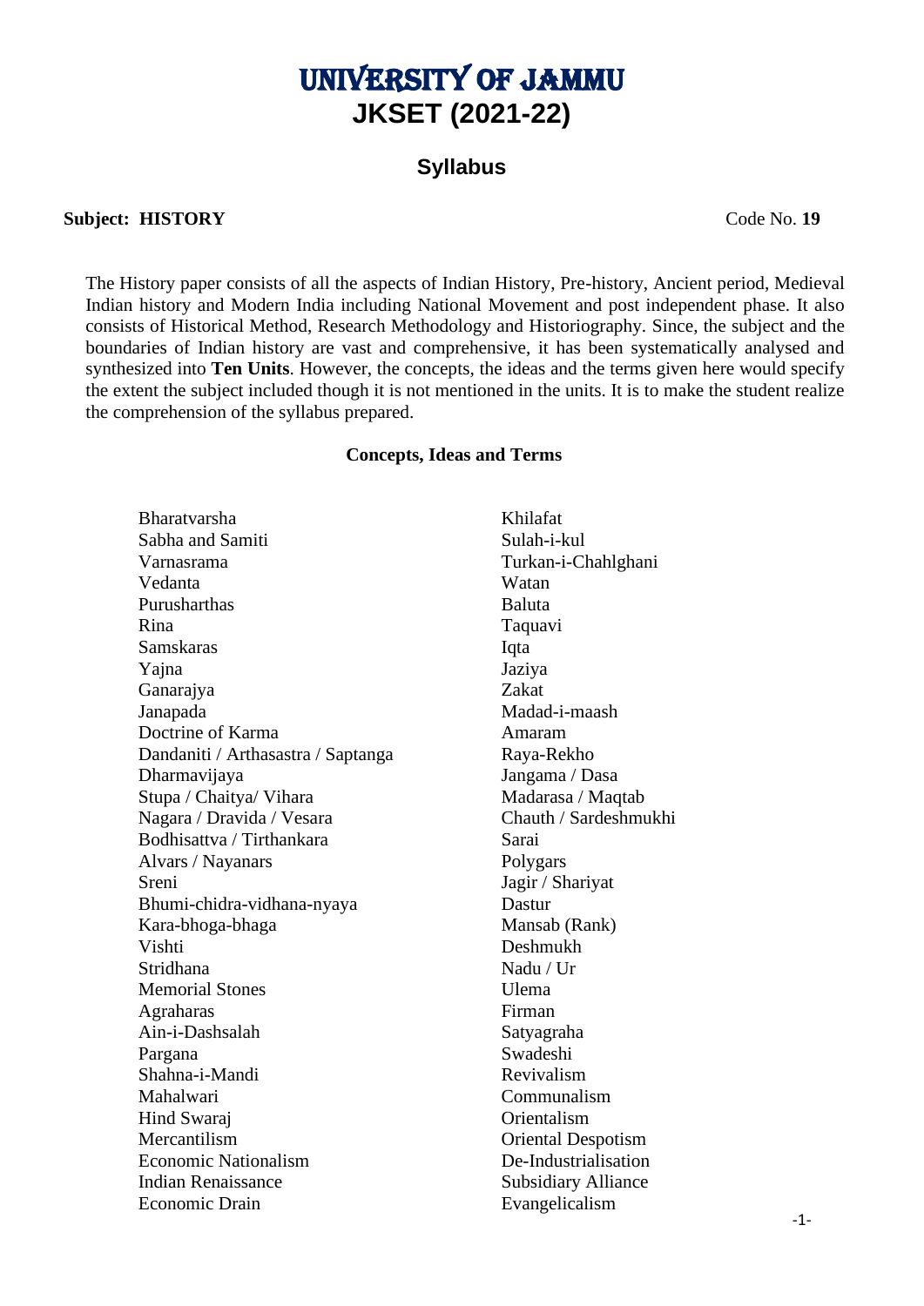# UNIVERSITY OF JAMMU
# JKSET (2021-22)

## Syllabus

**Subject: HISTORY** Code No. **19**

The History paper consists of all the aspects of Indian History, Pre-history, Ancient period, Medieval Indian history and Modern India including National Movement and post independent phase. It also consists of Historical Method, Research Methodology and Historiography. Since, the subject and the boundaries of Indian history are vast and comprehensive, it has been systematically analysed and synthesized into **Ten Units**. However, the concepts, the ideas and the terms given here would specify the extent the subject included though it is not mentioned in the units. It is to make the student realize the comprehension of the syllabus prepared.

### Concepts, Ideas and Terms

Bharatvarsha
Sabha and Samiti
Varnasrama
Vedanta
Purusharthas
Rina
Samskaras
Yajna
Ganarajya
Janapada
Doctrine of Karma
Dandaniti / Arthasastra / Saptanga
Dharmavijaya
Stupa / Chaitya/ Vihara
Nagara / Dravida / Vesara
Bodhisattva / Tirthankara
Alvars / Nayanars
Sreni
Bhumi-chidra-vidhana-nyaya
Kara-bhoga-bhaga
Vishti
Stridhana
Memorial Stones
Agraharas
Ain-i-Dashsalah
Pargana
Shahna-i-Mandi
Mahalwari
Hind Swaraj
Mercantilism
Economic Nationalism
Indian Renaissance
Economic Drain
Khilafat
Sulah-i-kul
Turkan-i-Chahlghani
Watan
Baluta
Taquavi
Iqta
Jaziya
Zakat
Madad-i-maash
Amaram
Raya-Rekho
Jangama / Dasa
Madarasa / Maqtab
Chauth / Sardeshmukhi
Sarai
Polygars
Jagir / Shariyat
Dastur
Mansab (Rank)
Deshmukh
Nadu / Ur
Ulema
Firman
Satyagraha
Swadeshi
Revivalism
Communalism
Orientalism
Oriental Despotism
De-Industrialisation
Subsidiary Alliance
Evangelicalism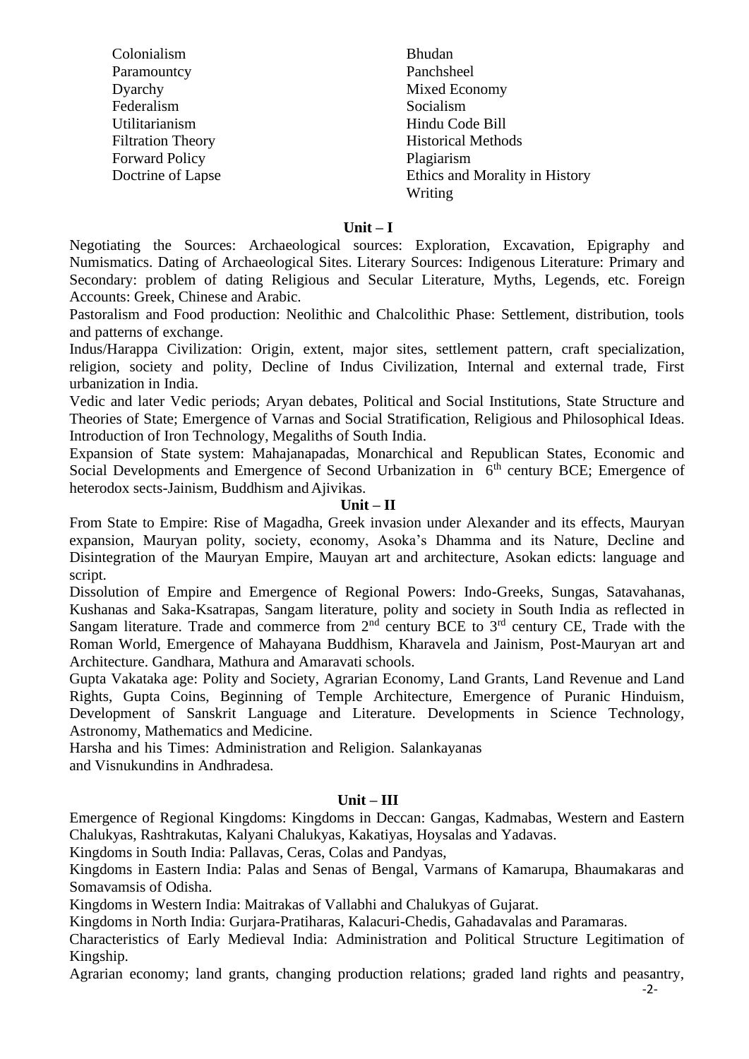- Colonialism
- Paramountcy
- Dyarchy
- Federalism
- Utilitarianism
- Filtration Theory
- Forward Policy
- Doctrine of Lapse
- Bhudan
- Panchsheel
- Mixed Economy
- Socialism
- Hindu Code Bill
- Historical Methods
- Plagiarism
- Ethics and Morality in History Writing

**Unit – I**

Negotiating the Sources: Archaeological sources: Exploration, Excavation, Epigraphy and Numismatics. Dating of Archaeological Sites. Literary Sources: Indigenous Literature: Primary and Secondary: problem of dating Religious and Secular Literature, Myths, Legends, etc. Foreign Accounts: Greek, Chinese and Arabic.

Pastoralism and Food production: Neolithic and Chalcolithic Phase: Settlement, distribution, tools and patterns of exchange.

Indus/Harappa Civilization: Origin, extent, major sites, settlement pattern, craft specialization, religion, society and polity, Decline of Indus Civilization, Internal and external trade, First urbanization in India.

Vedic and later Vedic periods; Aryan debates, Political and Social Institutions, State Structure and Theories of State; Emergence of Varnas and Social Stratification, Religious and Philosophical Ideas. Introduction of Iron Technology, Megaliths of South India.

Expansion of State system: Mahajanapadas, Monarchical and Republican States, Economic and Social Developments and Emergence of Second Urbanization in 6th century BCE; Emergence of heterodox sects-Jainism, Buddhism and Ajivikas.

**Unit – II**

From State to Empire: Rise of Magadha, Greek invasion under Alexander and its effects, Mauryan expansion, Mauryan polity, society, economy, Asoka's Dhamma and its Nature, Decline and Disintegration of the Mauryan Empire, Mauyan art and architecture, Asokan edicts: language and script.

Dissolution of Empire and Emergence of Regional Powers: Indo-Greeks, Sungas, Satavahanas, Kushanas and Saka-Ksatrapas, Sangam literature, polity and society in South India as reflected in Sangam literature. Trade and commerce from 2nd century BCE to 3rd century CE, Trade with the Roman World, Emergence of Mahayana Buddhism, Kharavela and Jainism, Post-Mauryan art and Architecture. Gandhara, Mathura and Amaravati schools.

Gupta Vakataka age: Polity and Society, Agrarian Economy, Land Grants, Land Revenue and Land Rights, Gupta Coins, Beginning of Temple Architecture, Emergence of Puranic Hinduism, Development of Sanskrit Language and Literature. Developments in Science Technology, Astronomy, Mathematics and Medicine.

Harsha and his Times: Administration and Religion. Salankayanas and Visnukundins in Andhradesa.

**Unit – III**

Emergence of Regional Kingdoms: Kingdoms in Deccan: Gangas, Kadmabas, Western and Eastern Chalukyas, Rashtrakutas, Kalyani Chalukyas, Kakatiyas, Hoysalas and Yadavas.

Kingdoms in South India: Pallavas, Ceras, Colas and Pandyas,

Kingdoms in Eastern India: Palas and Senas of Bengal, Varmans of Kamarupa, Bhaumakaras and Somavamsis of Odisha.

Kingdoms in Western India: Maitrakas of Vallabhi and Chalukyas of Gujarat.

Kingdoms in North India: Gurjara-Pratiharas, Kalacuri-Chedis, Gahadavalas and Paramaras.

Characteristics of Early Medieval India: Administration and Political Structure Legitimation of Kingship.

Agrarian economy; land grants, changing production relations; graded land rights and peasantry,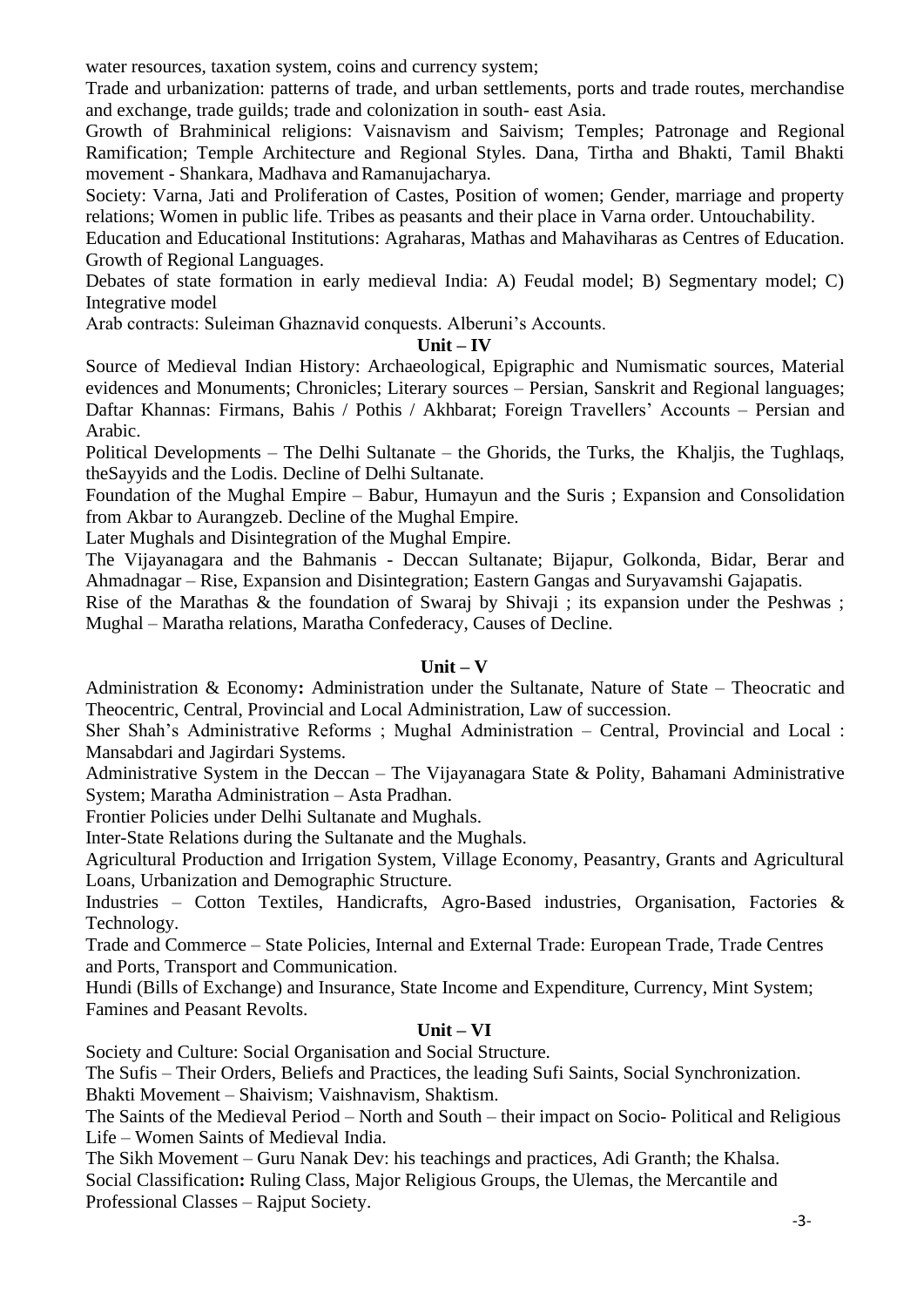water resources, taxation system, coins and currency system;

Trade and urbanization: patterns of trade, and urban settlements, ports and trade routes, merchandise and exchange, trade guilds; trade and colonization in south- east Asia.

Growth of Brahminical religions: Vaisnavism and Saivism; Temples; Patronage and Regional Ramification; Temple Architecture and Regional Styles. Dana, Tirtha and Bhakti, Tamil Bhakti movement - Shankara, Madhava and Ramanujacharya.

Society: Varna, Jati and Proliferation of Castes, Position of women; Gender, marriage and property relations; Women in public life. Tribes as peasants and their place in Varna order. Untouchability.

Education and Educational Institutions: Agraharas, Mathas and Mahaviharas as Centres of Education. Growth of Regional Languages.

Debates of state formation in early medieval India: A) Feudal model; B) Segmentary model; C) Integrative model

Arab contracts: Suleiman Ghaznavid conquests. Alberuni's Accounts.

## Unit – IV

Source of Medieval Indian History: Archaeological, Epigraphic and Numismatic sources, Material evidences and Monuments; Chronicles; Literary sources – Persian, Sanskrit and Regional languages; Daftar Khannas: Firmans, Bahis / Pothis / Akhbarat; Foreign Travellers' Accounts – Persian and Arabic.

Political Developments – The Delhi Sultanate – the Ghorids, the Turks, the Khaljis, the Tughlaqs, theSayyids and the Lodis. Decline of Delhi Sultanate.

Foundation of the Mughal Empire – Babur, Humayun and the Suris ; Expansion and Consolidation from Akbar to Aurangzeb. Decline of the Mughal Empire.

Later Mughals and Disintegration of the Mughal Empire.

The Vijayanagara and the Bahmanis - Deccan Sultanate; Bijapur, Golkonda, Bidar, Berar and Ahmadnagar – Rise, Expansion and Disintegration; Eastern Gangas and Suryavamshi Gajapatis.

Rise of the Marathas & the foundation of Swaraj by Shivaji ; its expansion under the Peshwas ; Mughal – Maratha relations, Maratha Confederacy, Causes of Decline.

## Unit – V

Administration & Economy**:** Administration under the Sultanate, Nature of State – Theocratic and Theocentric, Central, Provincial and Local Administration, Law of succession.

Sher Shah's Administrative Reforms ; Mughal Administration – Central, Provincial and Local : Mansabdari and Jagirdari Systems.

Administrative System in the Deccan – The Vijayanagara State & Polity, Bahamani Administrative System; Maratha Administration – Asta Pradhan.

Frontier Policies under Delhi Sultanate and Mughals.

Inter-State Relations during the Sultanate and the Mughals.

Agricultural Production and Irrigation System, Village Economy, Peasantry, Grants and Agricultural Loans, Urbanization and Demographic Structure.

Industries – Cotton Textiles, Handicrafts, Agro-Based industries, Organisation, Factories & Technology.

Trade and Commerce – State Policies, Internal and External Trade: European Trade, Trade Centres and Ports, Transport and Communication.

Hundi (Bills of Exchange) and Insurance, State Income and Expenditure, Currency, Mint System; Famines and Peasant Revolts.

## Unit – VI

Society and Culture: Social Organisation and Social Structure.

The Sufis – Their Orders, Beliefs and Practices, the leading Sufi Saints, Social Synchronization.

Bhakti Movement – Shaivism; Vaishnavism, Shaktism.

The Saints of the Medieval Period – North and South – their impact on Socio- Political and Religious Life – Women Saints of Medieval India.

The Sikh Movement – Guru Nanak Dev: his teachings and practices, Adi Granth; the Khalsa.

Social Classification**:** Ruling Class, Major Religious Groups, the Ulemas, the Mercantile and Professional Classes – Rajput Society.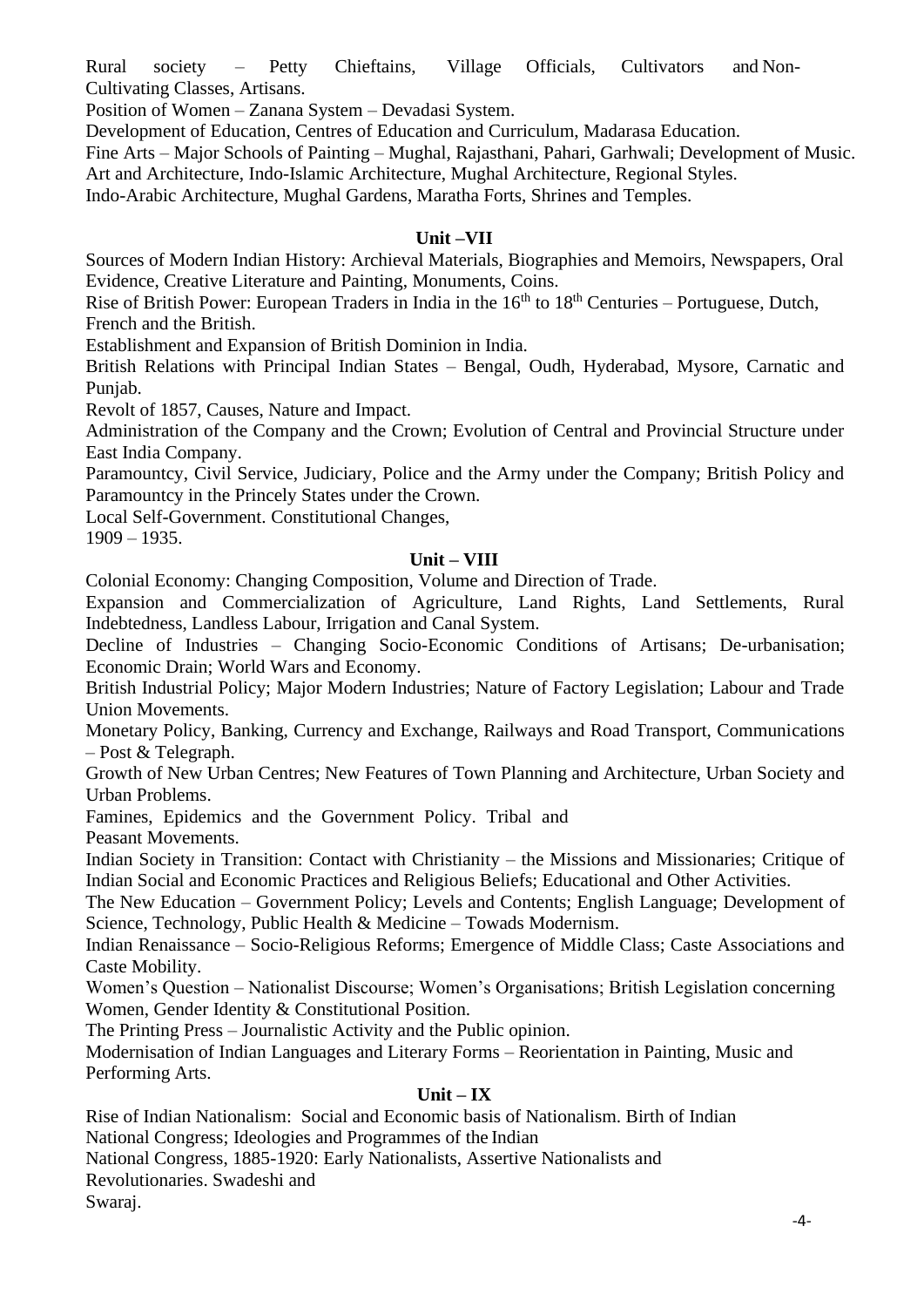Rural society – Petty Chieftains, Village Officials, Cultivators and Non-Cultivating Classes, Artisans.

Position of Women – Zanana System – Devadasi System.

Development of Education, Centres of Education and Curriculum, Madarasa Education.

Fine Arts – Major Schools of Painting – Mughal, Rajasthani, Pahari, Garhwali; Development of Music.

Art and Architecture, Indo-Islamic Architecture, Mughal Architecture, Regional Styles.

Indo-Arabic Architecture, Mughal Gardens, Maratha Forts, Shrines and Temples.

## Unit –VII

Sources of Modern Indian History: Archieval Materials, Biographies and Memoirs, Newspapers, Oral Evidence, Creative Literature and Painting, Monuments, Coins.

Rise of British Power: European Traders in India in the 16th to 18th Centuries – Portuguese, Dutch, French and the British.

Establishment and Expansion of British Dominion in India.

British Relations with Principal Indian States – Bengal, Oudh, Hyderabad, Mysore, Carnatic and Punjab.

Revolt of 1857, Causes, Nature and Impact.

Administration of the Company and the Crown; Evolution of Central and Provincial Structure under East India Company.

Paramountcy, Civil Service, Judiciary, Police and the Army under the Company; British Policy and Paramountcy in the Princely States under the Crown.

Local Self-Government. Constitutional Changes,
1909 – 1935.

## Unit – VIII

Colonial Economy: Changing Composition, Volume and Direction of Trade.

Expansion and Commercialization of Agriculture, Land Rights, Land Settlements, Rural Indebtedness, Landless Labour, Irrigation and Canal System.

Decline of Industries – Changing Socio-Economic Conditions of Artisans; De-urbanisation; Economic Drain; World Wars and Economy.

British Industrial Policy; Major Modern Industries; Nature of Factory Legislation; Labour and Trade Union Movements.

Monetary Policy, Banking, Currency and Exchange, Railways and Road Transport, Communications – Post & Telegraph.

Growth of New Urban Centres; New Features of Town Planning and Architecture, Urban Society and Urban Problems.

Famines, Epidemics and the Government Policy. Tribal and
Peasant Movements.

Indian Society in Transition: Contact with Christianity – the Missions and Missionaries; Critique of Indian Social and Economic Practices and Religious Beliefs; Educational and Other Activities.

The New Education – Government Policy; Levels and Contents; English Language; Development of Science, Technology, Public Health & Medicine – Towads Modernism.

Indian Renaissance – Socio-Religious Reforms; Emergence of Middle Class; Caste Associations and Caste Mobility.

Women's Question – Nationalist Discourse; Women's Organisations; British Legislation concerning Women, Gender Identity & Constitutional Position.

The Printing Press – Journalistic Activity and the Public opinion.

Modernisation of Indian Languages and Literary Forms – Reorientation in Painting, Music and Performing Arts.

## Unit – IX

Rise of Indian Nationalism: Social and Economic basis of Nationalism. Birth of Indian National Congress; Ideologies and Programmes of the Indian National Congress, 1885-1920: Early Nationalists, Assertive Nationalists and Revolutionaries. Swadeshi and Swaraj.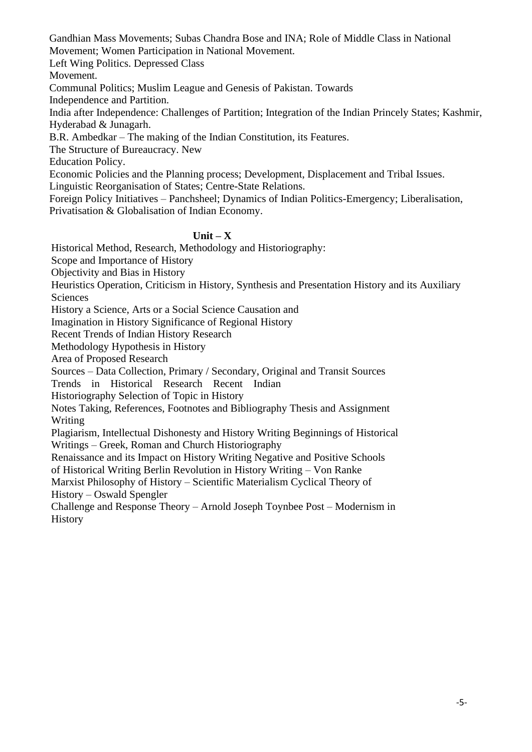Gandhian Mass Movements; Subas Chandra Bose and INA; Role of Middle Class in National Movement; Women Participation in National Movement.
Left Wing Politics. Depressed Class
Movement.
Communal Politics; Muslim League and Genesis of Pakistan. Towards
Independence and Partition.
India after Independence: Challenges of Partition; Integration of the Indian Princely States; Kashmir, Hyderabad & Junagarh.
B.R. Ambedkar – The making of the Indian Constitution, its Features.
The Structure of Bureaucracy. New
Education Policy.
Economic Policies and the Planning process; Development, Displacement and Tribal Issues.
Linguistic Reorganisation of States; Centre-State Relations.
Foreign Policy Initiatives – Panchsheel; Dynamics of Indian Politics-Emergency; Liberalisation, Privatisation & Globalisation of Indian Economy.

**Unit – X**

Historical Method, Research, Methodology and Historiography:
Scope and Importance of History
Objectivity and Bias in History
Heuristics Operation, Criticism in History, Synthesis and Presentation History and its Auxiliary Sciences
History a Science, Arts or a Social Science Causation and
Imagination in History Significance of Regional History
Recent Trends of Indian History Research
Methodology Hypothesis in History
Area of Proposed Research
Sources – Data Collection, Primary / Secondary, Original and Transit Sources
Trends in Historical Research Recent Indian
Historiography Selection of Topic in History
Notes Taking, References, Footnotes and Bibliography Thesis and Assignment
Writing
Plagiarism, Intellectual Dishonesty and History Writing Beginnings of Historical
Writings – Greek, Roman and Church Historiography
Renaissance and its Impact on History Writing Negative and Positive Schools
of Historical Writing Berlin Revolution in History Writing – Von Ranke
Marxist Philosophy of History – Scientific Materialism Cyclical Theory of
History – Oswald Spengler
Challenge and Response Theory – Arnold Joseph Toynbee Post – Modernism in
History